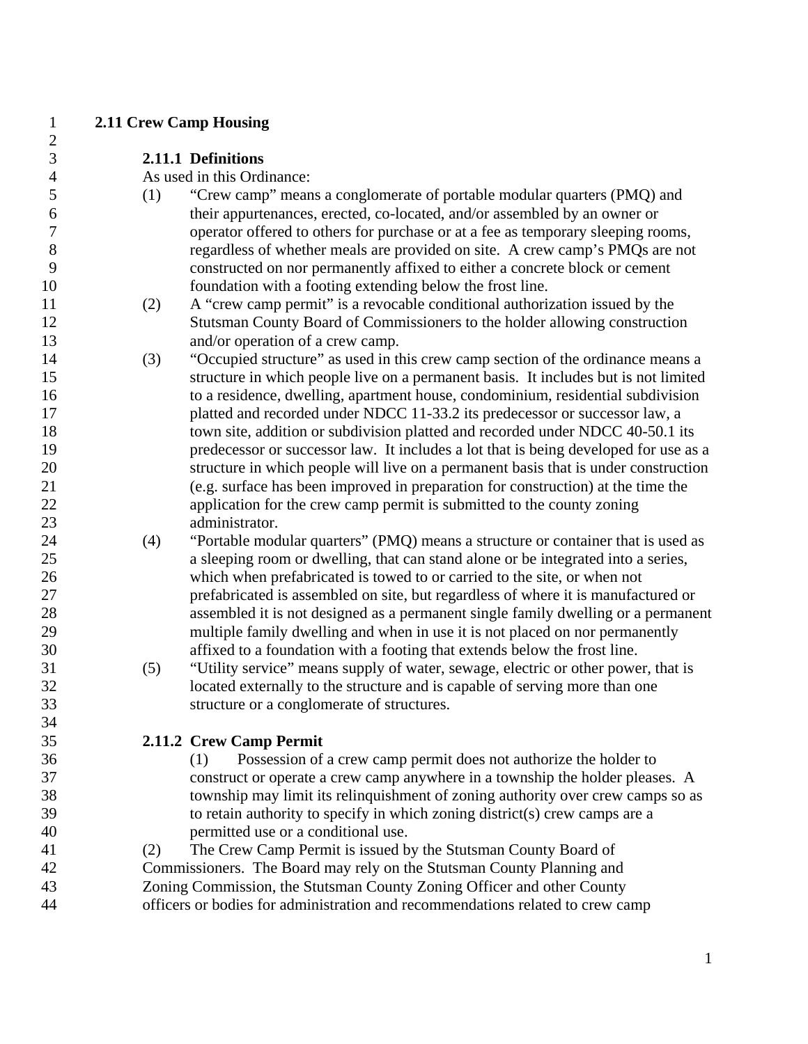# 2.11 Crew Camp Housing

## 2.11.1 Definitions

As used in this Ordinance:

(1) "Crew camp" means a conglomerate of portable modular quarters (PMQ) and their appurtenances, erected, co-located, and/or assembled by an owner or operator offered to others for purchase or at a fee as temporary sleeping rooms, regardless of whether meals are provided on site. A crew camp's PMQs are not constructed on nor permanently affixed to either a concrete block or cement foundation with a footing extending below the frost line.

(2) A "crew camp permit" is a revocable conditional authorization issued by the Stutsman County Board of Commissioners to the holder allowing construction and/or operation of a crew camp.

(3) "Occupied structure" as used in this crew camp section of the ordinance means a structure in which people live on a permanent basis. It includes but is not limited to a residence, dwelling, apartment house, condominium, residential subdivision platted and recorded under NDCC 11-33.2 its predecessor or successor law, a town site, addition or subdivision platted and recorded under NDCC 40-50.1 its predecessor or successor law. It includes a lot that is being developed for use as a structure in which people will live on a permanent basis that is under construction (e.g. surface has been improved in preparation for construction) at the time the application for the crew camp permit is submitted to the county zoning administrator.

(4) "Portable modular quarters" (PMQ) means a structure or container that is used as a sleeping room or dwelling, that can stand alone or be integrated into a series, which when prefabricated is towed to or carried to the site, or when not prefabricated is assembled on site, but regardless of where it is manufactured or assembled it is not designed as a permanent single family dwelling or a permanent multiple family dwelling and when in use it is not placed on nor permanently affixed to a foundation with a footing that extends below the frost line.

(5) "Utility service" means supply of water, sewage, electric or other power, that is located externally to the structure and is capable of serving more than one structure or a conglomerate of structures.

## 2.11.2 Crew Camp Permit

(1) Possession of a crew camp permit does not authorize the holder to construct or operate a crew camp anywhere in a township the holder pleases. A township may limit its relinquishment of zoning authority over crew camps so as to retain authority to specify in which zoning district(s) crew camps are a permitted use or a conditional use.

(2) The Crew Camp Permit is issued by the Stutsman County Board of Commissioners. The Board may rely on the Stutsman County Planning and Zoning Commission, the Stutsman County Zoning Officer and other County officers or bodies for administration and recommendations related to crew camp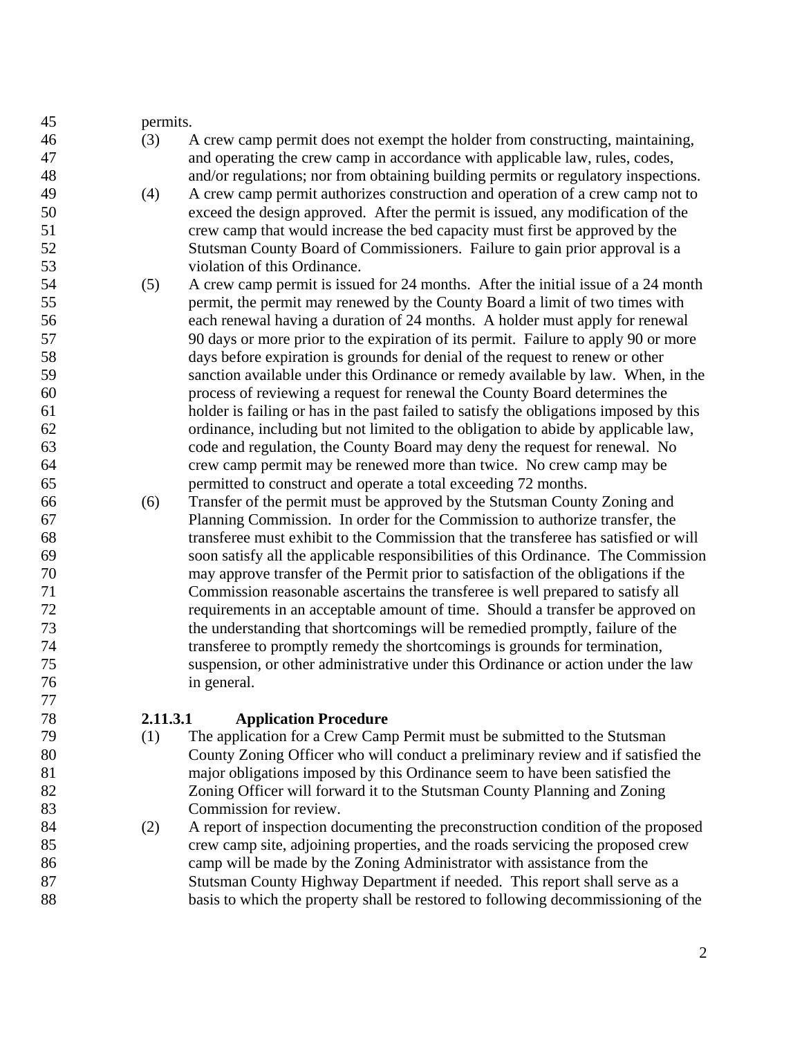permits.

(3) A crew camp permit does not exempt the holder from constructing, maintaining, and operating the crew camp in accordance with applicable law, rules, codes, and/or regulations; nor from obtaining building permits or regulatory inspections.

(4) A crew camp permit authorizes construction and operation of a crew camp not to exceed the design approved. After the permit is issued, any modification of the crew camp that would increase the bed capacity must first be approved by the Stutsman County Board of Commissioners. Failure to gain prior approval is a violation of this Ordinance.

(5) A crew camp permit is issued for 24 months. After the initial issue of a 24 month permit, the permit may renewed by the County Board a limit of two times with each renewal having a duration of 24 months. A holder must apply for renewal 90 days or more prior to the expiration of its permit. Failure to apply 90 or more days before expiration is grounds for denial of the request to renew or other sanction available under this Ordinance or remedy available by law. When, in the process of reviewing a request for renewal the County Board determines the holder is failing or has in the past failed to satisfy the obligations imposed by this ordinance, including but not limited to the obligation to abide by applicable law, code and regulation, the County Board may deny the request for renewal. No crew camp permit may be renewed more than twice. No crew camp may be permitted to construct and operate a total exceeding 72 months.

(6) Transfer of the permit must be approved by the Stutsman County Zoning and Planning Commission. In order for the Commission to authorize transfer, the transferee must exhibit to the Commission that the transferee has satisfied or will soon satisfy all the applicable responsibilities of this Ordinance. The Commission may approve transfer of the Permit prior to satisfaction of the obligations if the Commission reasonable ascertains the transferee is well prepared to satisfy all requirements in an acceptable amount of time. Should a transfer be approved on the understanding that shortcomings will be remedied promptly, failure of the transferee to promptly remedy the shortcomings is grounds for termination, suspension, or other administrative under this Ordinance or action under the law in general.

### 2.11.3.1 Application Procedure

(1) The application for a Crew Camp Permit must be submitted to the Stutsman County Zoning Officer who will conduct a preliminary review and if satisfied the major obligations imposed by this Ordinance seem to have been satisfied the Zoning Officer will forward it to the Stutsman County Planning and Zoning Commission for review.

(2) A report of inspection documenting the preconstruction condition of the proposed crew camp site, adjoining properties, and the roads servicing the proposed crew camp will be made by the Zoning Administrator with assistance from the Stutsman County Highway Department if needed. This report shall serve as a basis to which the property shall be restored to following decommissioning of the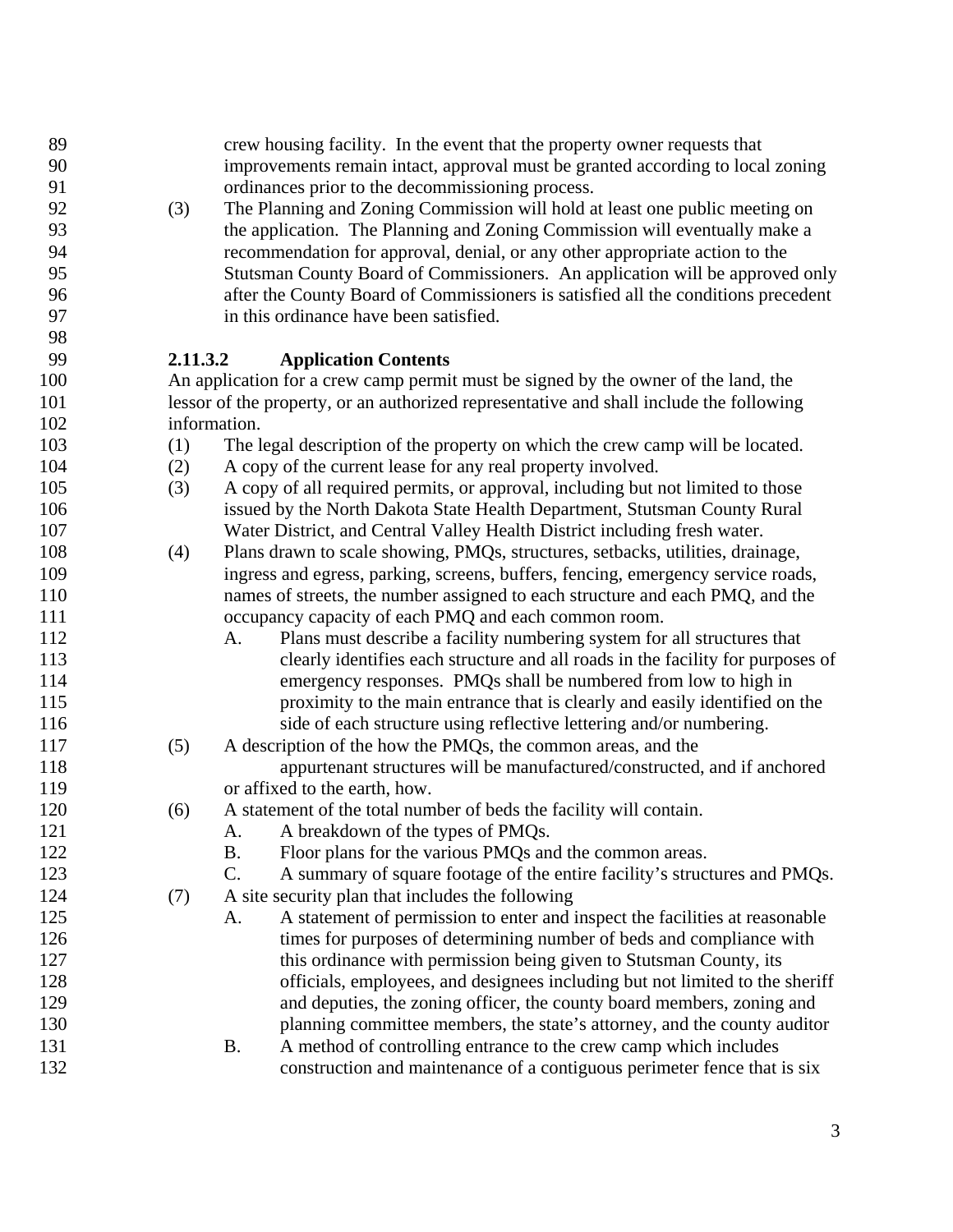crew housing facility. In the event that the property owner requests that improvements remain intact, approval must be granted according to local zoning ordinances prior to the decommissioning process.

(3) The Planning and Zoning Commission will hold at least one public meeting on the application. The Planning and Zoning Commission will eventually make a recommendation for approval, denial, or any other appropriate action to the Stutsman County Board of Commissioners. An application will be approved only after the County Board of Commissioners is satisfied all the conditions precedent in this ordinance have been satisfied.

**2.11.3.2 Application Contents**

An application for a crew camp permit must be signed by the owner of the land, the lessor of the property, or an authorized representative and shall include the following information.

(1) The legal description of the property on which the crew camp will be located.

(2) A copy of the current lease for any real property involved.

(3) A copy of all required permits, or approval, including but not limited to those issued by the North Dakota State Health Department, Stutsman County Rural Water District, and Central Valley Health District including fresh water.

(4) Plans drawn to scale showing, PMQs, structures, setbacks, utilities, drainage, ingress and egress, parking, screens, buffers, fencing, emergency service roads, names of streets, the number assigned to each structure and each PMQ, and the occupancy capacity of each PMQ and each common room.

- A. Plans must describe a facility numbering system for all structures that clearly identifies each structure and all roads in the facility for purposes of emergency responses. PMQs shall be numbered from low to high in proximity to the main entrance that is clearly and easily identified on the side of each structure using reflective lettering and/or numbering.

(5) A description of the how the PMQs, the common areas, and the appurtenant structures will be manufactured/constructed, and if anchored or affixed to the earth, how.

(6) A statement of the total number of beds the facility will contain.

- A. A breakdown of the types of PMQs.
- B. Floor plans for the various PMQs and the common areas.
- C. A summary of square footage of the entire facility's structures and PMQs.

(7) A site security plan that includes the following

- A. A statement of permission to enter and inspect the facilities at reasonable times for purposes of determining number of beds and compliance with this ordinance with permission being given to Stutsman County, its officials, employees, and designees including but not limited to the sheriff and deputies, the zoning officer, the county board members, zoning and planning committee members, the state's attorney, and the county auditor
- B. A method of controlling entrance to the crew camp which includes construction and maintenance of a contiguous perimeter fence that is six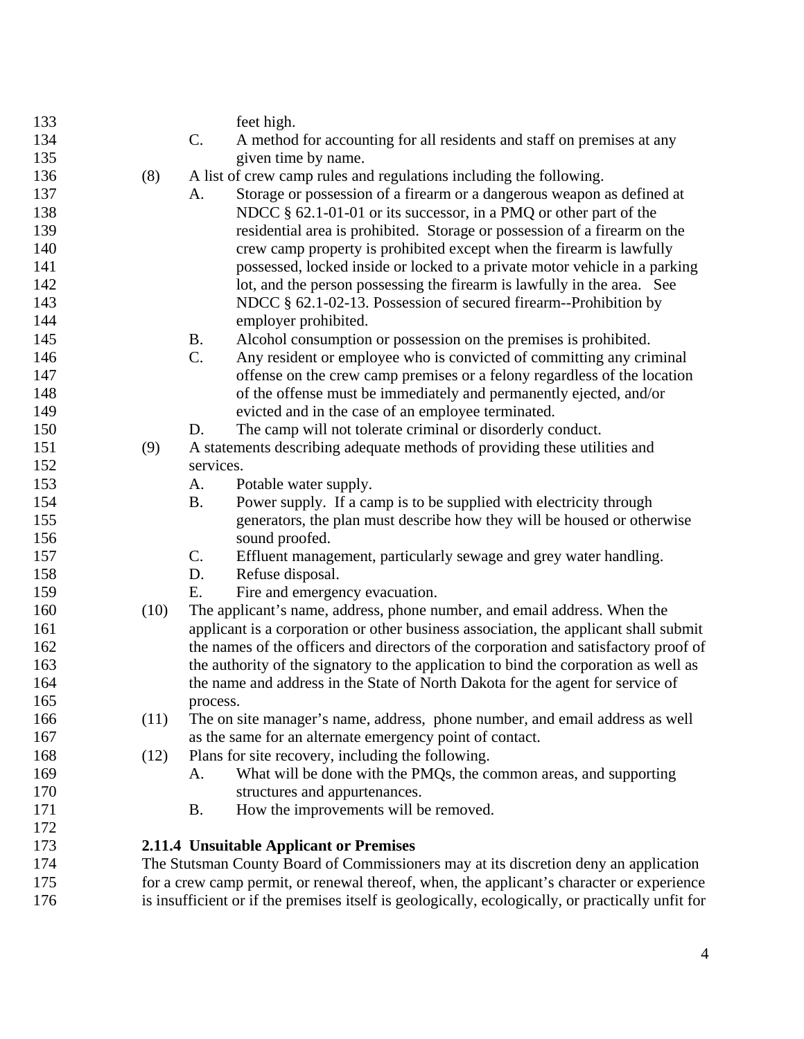feet high.

C. A method for accounting for all residents and staff on premises at any given time by name.

(8) A list of crew camp rules and regulations including the following.

A. Storage or possession of a firearm or a dangerous weapon as defined at NDCC § 62.1-01-01 or its successor, in a PMQ or other part of the residential area is prohibited. Storage or possession of a firearm on the crew camp property is prohibited except when the firearm is lawfully possessed, locked inside or locked to a private motor vehicle in a parking lot, and the person possessing the firearm is lawfully in the area. See NDCC § 62.1-02-13. Possession of secured firearm--Prohibition by employer prohibited.

B. Alcohol consumption or possession on the premises is prohibited.

C. Any resident or employee who is convicted of committing any criminal offense on the crew camp premises or a felony regardless of the location of the offense must be immediately and permanently ejected, and/or evicted and in the case of an employee terminated.

D. The camp will not tolerate criminal or disorderly conduct.

(9) A statements describing adequate methods of providing these utilities and services.

A. Potable water supply.

B. Power supply. If a camp is to be supplied with electricity through generators, the plan must describe how they will be housed or otherwise sound proofed.

C. Effluent management, particularly sewage and grey water handling.

D. Refuse disposal.

E. Fire and emergency evacuation.

(10) The applicant's name, address, phone number, and email address. When the applicant is a corporation or other business association, the applicant shall submit the names of the officers and directors of the corporation and satisfactory proof of the authority of the signatory to the application to bind the corporation as well as the name and address in the State of North Dakota for the agent for service of process.

(11) The on site manager's name, address, phone number, and email address as well as the same for an alternate emergency point of contact.

(12) Plans for site recovery, including the following.

A. What will be done with the PMQs, the common areas, and supporting structures and appurtenances.

B. How the improvements will be removed.

**2.11.4 Unsuitable Applicant or Premises**

The Stutsman County Board of Commissioners may at its discretion deny an application for a crew camp permit, or renewal thereof, when, the applicant's character or experience is insufficient or if the premises itself is geologically, ecologically, or practically unfit for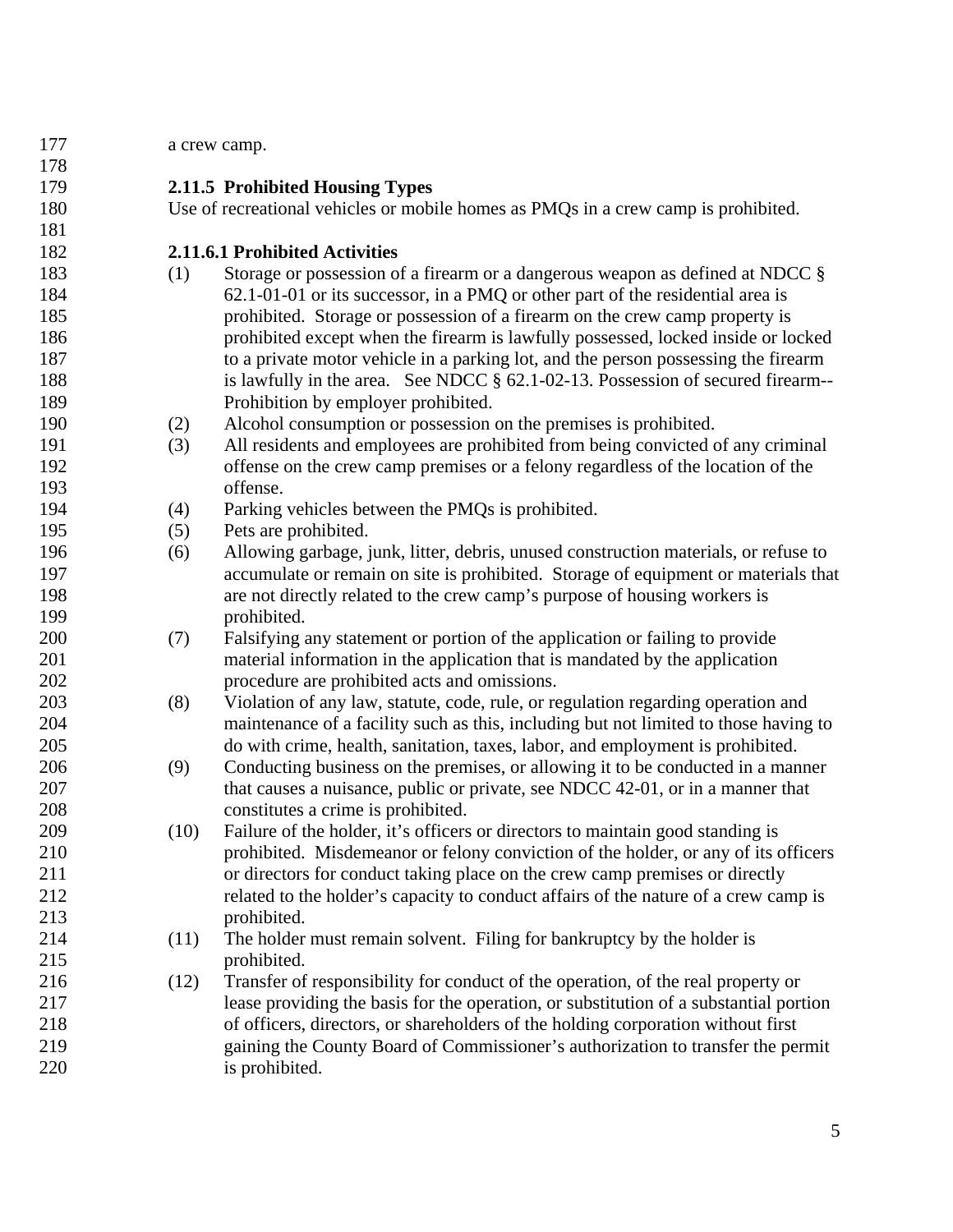a crew camp.

### 2.11.5 Prohibited Housing Types

Use of recreational vehicles or mobile homes as PMQs in a crew camp is prohibited.

### 2.11.6.1 Prohibited Activities

(1) Storage or possession of a firearm or a dangerous weapon as defined at NDCC § 62.1-01-01 or its successor, in a PMQ or other part of the residential area is prohibited. Storage or possession of a firearm on the crew camp property is prohibited except when the firearm is lawfully possessed, locked inside or locked to a private motor vehicle in a parking lot, and the person possessing the firearm is lawfully in the area. See NDCC § 62.1-02-13. Possession of secured firearm--Prohibition by employer prohibited.

(2) Alcohol consumption or possession on the premises is prohibited.

(3) All residents and employees are prohibited from being convicted of any criminal offense on the crew camp premises or a felony regardless of the location of the offense.

(4) Parking vehicles between the PMQs is prohibited.

(5) Pets are prohibited.

(6) Allowing garbage, junk, litter, debris, unused construction materials, or refuse to accumulate or remain on site is prohibited. Storage of equipment or materials that are not directly related to the crew camp's purpose of housing workers is prohibited.

(7) Falsifying any statement or portion of the application or failing to provide material information in the application that is mandated by the application procedure are prohibited acts and omissions.

(8) Violation of any law, statute, code, rule, or regulation regarding operation and maintenance of a facility such as this, including but not limited to those having to do with crime, health, sanitation, taxes, labor, and employment is prohibited.

(9) Conducting business on the premises, or allowing it to be conducted in a manner that causes a nuisance, public or private, see NDCC 42-01, or in a manner that constitutes a crime is prohibited.

(10) Failure of the holder, it's officers or directors to maintain good standing is prohibited. Misdemeanor or felony conviction of the holder, or any of its officers or directors for conduct taking place on the crew camp premises or directly related to the holder's capacity to conduct affairs of the nature of a crew camp is prohibited.

(11) The holder must remain solvent. Filing for bankruptcy by the holder is prohibited.

(12) Transfer of responsibility for conduct of the operation, of the real property or lease providing the basis for the operation, or substitution of a substantial portion of officers, directors, or shareholders of the holding corporation without first gaining the County Board of Commissioner's authorization to transfer the permit is prohibited.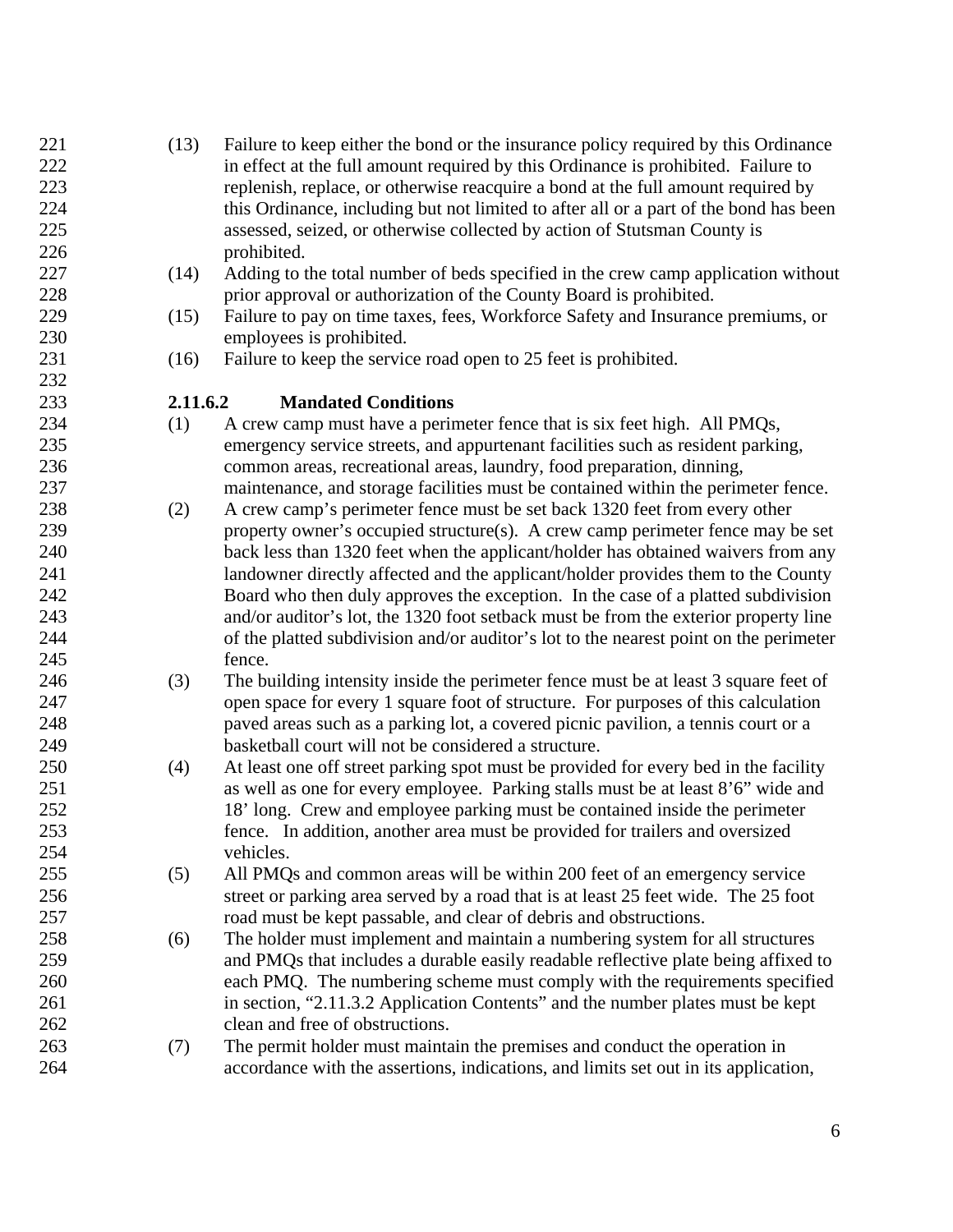(13) Failure to keep either the bond or the insurance policy required by this Ordinance in effect at the full amount required by this Ordinance is prohibited. Failure to replenish, replace, or otherwise reacquire a bond at the full amount required by this Ordinance, including but not limited to after all or a part of the bond has been assessed, seized, or otherwise collected by action of Stutsman County is prohibited.

(14) Adding to the total number of beds specified in the crew camp application without prior approval or authorization of the County Board is prohibited.

(15) Failure to pay on time taxes, fees, Workforce Safety and Insurance premiums, or employees is prohibited.

(16) Failure to keep the service road open to 25 feet is prohibited.

**2.11.6.2 Mandated Conditions**

(1) A crew camp must have a perimeter fence that is six feet high. All PMQs, emergency service streets, and appurtenant facilities such as resident parking, common areas, recreational areas, laundry, food preparation, dinning, maintenance, and storage facilities must be contained within the perimeter fence.

(2) A crew camp's perimeter fence must be set back 1320 feet from every other property owner's occupied structure(s). A crew camp perimeter fence may be set back less than 1320 feet when the applicant/holder has obtained waivers from any landowner directly affected and the applicant/holder provides them to the County Board who then duly approves the exception. In the case of a platted subdivision and/or auditor's lot, the 1320 foot setback must be from the exterior property line of the platted subdivision and/or auditor's lot to the nearest point on the perimeter fence.

(3) The building intensity inside the perimeter fence must be at least 3 square feet of open space for every 1 square foot of structure. For purposes of this calculation paved areas such as a parking lot, a covered picnic pavilion, a tennis court or a basketball court will not be considered a structure.

(4) At least one off street parking spot must be provided for every bed in the facility as well as one for every employee. Parking stalls must be at least 8'6" wide and 18' long. Crew and employee parking must be contained inside the perimeter fence. In addition, another area must be provided for trailers and oversized vehicles.

(5) All PMQs and common areas will be within 200 feet of an emergency service street or parking area served by a road that is at least 25 feet wide. The 25 foot road must be kept passable, and clear of debris and obstructions.

(6) The holder must implement and maintain a numbering system for all structures and PMQs that includes a durable easily readable reflective plate being affixed to each PMQ. The numbering scheme must comply with the requirements specified in section, "2.11.3.2 Application Contents" and the number plates must be kept clean and free of obstructions.

(7) The permit holder must maintain the premises and conduct the operation in accordance with the assertions, indications, and limits set out in its application,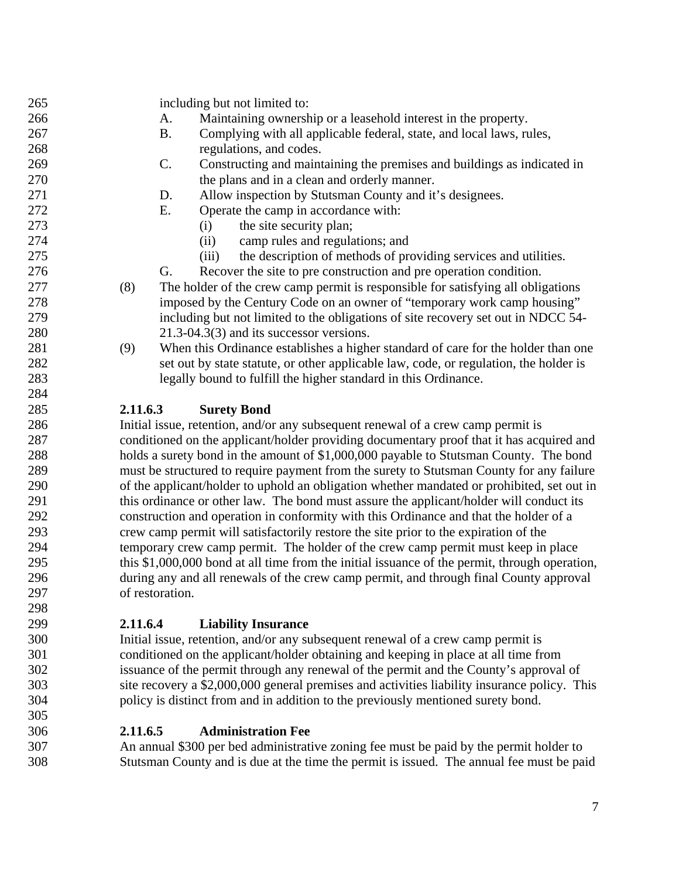including but not limited to:

A. Maintaining ownership or a leasehold interest in the property.

B. Complying with all applicable federal, state, and local laws, rules, regulations, and codes.

C. Constructing and maintaining the premises and buildings as indicated in the plans and in a clean and orderly manner.

D. Allow inspection by Stutsman County and it's designees.

E. Operate the camp in accordance with:

(i) the site security plan;

(ii) camp rules and regulations; and

(iii) the description of methods of providing services and utilities.

G. Recover the site to pre construction and pre operation condition.

(8) The holder of the crew camp permit is responsible for satisfying all obligations imposed by the Century Code on an owner of "temporary work camp housing" including but not limited to the obligations of site recovery set out in NDCC 54-21.3-04.3(3) and its successor versions.

(9) When this Ordinance establishes a higher standard of care for the holder than one set out by state statute, or other applicable law, code, or regulation, the holder is legally bound to fulfill the higher standard in this Ordinance.

**2.11.6.3 Surety Bond**

Initial issue, retention, and/or any subsequent renewal of a crew camp permit is conditioned on the applicant/holder providing documentary proof that it has acquired and holds a surety bond in the amount of $1,000,000 payable to Stutsman County. The bond must be structured to require payment from the surety to Stutsman County for any failure of the applicant/holder to uphold an obligation whether mandated or prohibited, set out in this ordinance or other law. The bond must assure the applicant/holder will conduct its construction and operation in conformity with this Ordinance and that the holder of a crew camp permit will satisfactorily restore the site prior to the expiration of the temporary crew camp permit. The holder of the crew camp permit must keep in place this $1,000,000 bond at all time from the initial issuance of the permit, through operation, during any and all renewals of the crew camp permit, and through final County approval of restoration.

**2.11.6.4 Liability Insurance**

Initial issue, retention, and/or any subsequent renewal of a crew camp permit is conditioned on the applicant/holder obtaining and keeping in place at all time from issuance of the permit through any renewal of the permit and the County's approval of site recovery a $2,000,000 general premises and activities liability insurance policy. This policy is distinct from and in addition to the previously mentioned surety bond.

**2.11.6.5 Administration Fee**

An annual $300 per bed administrative zoning fee must be paid by the permit holder to Stutsman County and is due at the time the permit is issued. The annual fee must be paid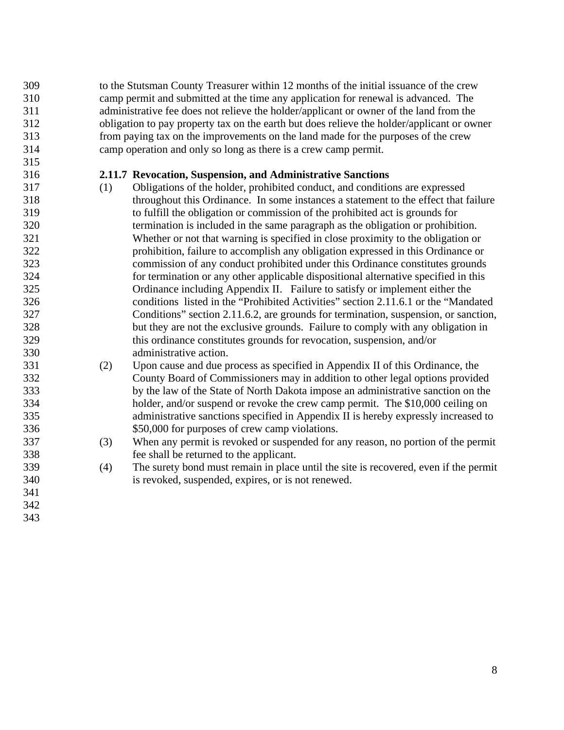to the Stutsman County Treasurer within 12 months of the initial issuance of the crew camp permit and submitted at the time any application for renewal is advanced. The administrative fee does not relieve the holder/applicant or owner of the land from the obligation to pay property tax on the earth but does relieve the holder/applicant or owner from paying tax on the improvements on the land made for the purposes of the crew camp operation and only so long as there is a crew camp permit.

**2.11.7 Revocation, Suspension, and Administrative Sanctions**

(1) Obligations of the holder, prohibited conduct, and conditions are expressed throughout this Ordinance. In some instances a statement to the effect that failure to fulfill the obligation or commission of the prohibited act is grounds for termination is included in the same paragraph as the obligation or prohibition. Whether or not that warning is specified in close proximity to the obligation or prohibition, failure to accomplish any obligation expressed in this Ordinance or commission of any conduct prohibited under this Ordinance constitutes grounds for termination or any other applicable dispositional alternative specified in this Ordinance including Appendix II. Failure to satisfy or implement either the conditions listed in the "Prohibited Activities" section 2.11.6.1 or the "Mandated Conditions" section 2.11.6.2, are grounds for termination, suspension, or sanction, but they are not the exclusive grounds. Failure to comply with any obligation in this ordinance constitutes grounds for revocation, suspension, and/or administrative action.

(2) Upon cause and due process as specified in Appendix II of this Ordinance, the County Board of Commissioners may in addition to other legal options provided by the law of the State of North Dakota impose an administrative sanction on the holder, and/or suspend or revoke the crew camp permit. The $10,000 ceiling on administrative sanctions specified in Appendix II is hereby expressly increased to $50,000 for purposes of crew camp violations.

(3) When any permit is revoked or suspended for any reason, no portion of the permit fee shall be returned to the applicant.

(4) The surety bond must remain in place until the site is recovered, even if the permit is revoked, suspended, expires, or is not renewed.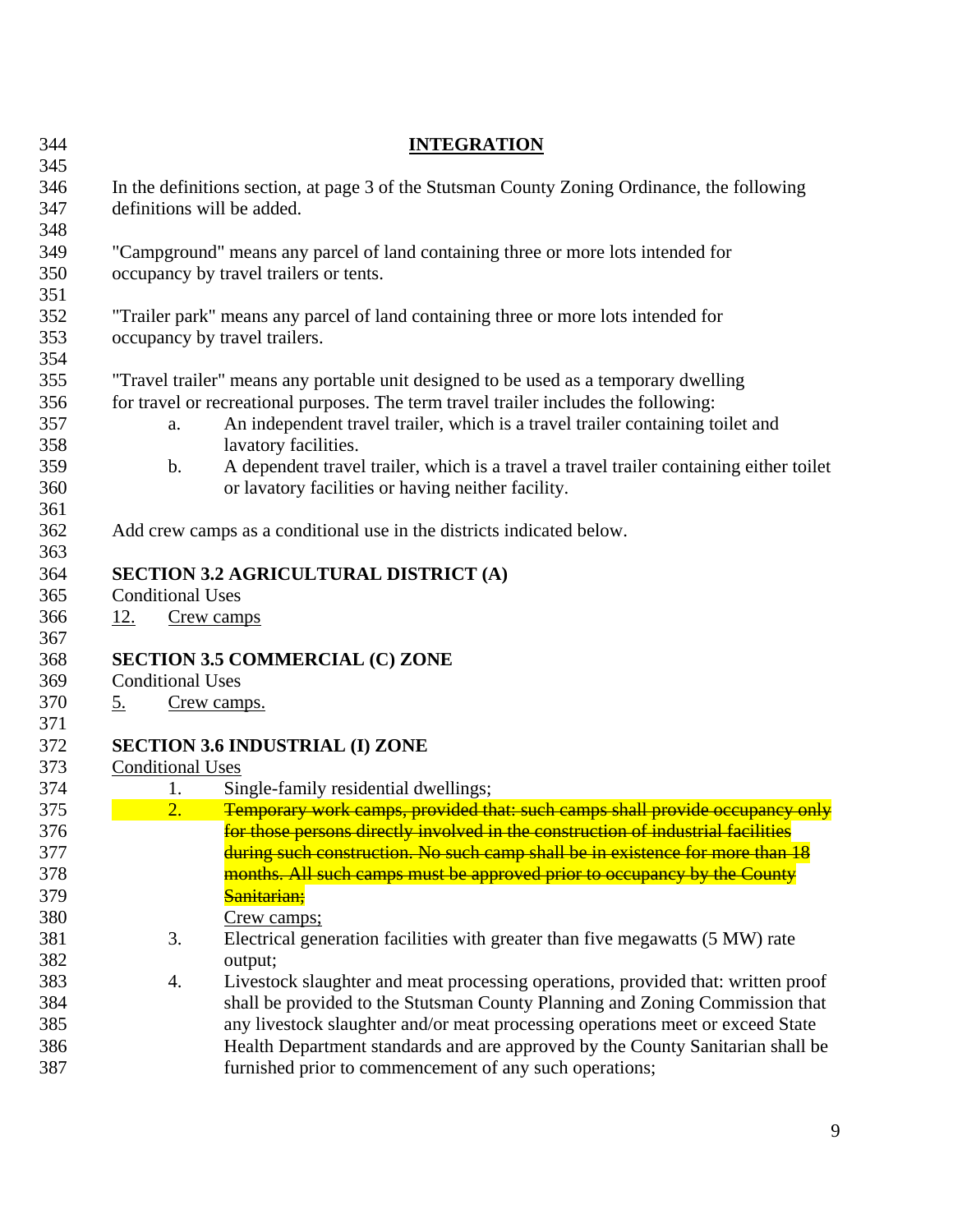**INTEGRATION**

In the definitions section, at page 3 of the Stutsman County Zoning Ordinance, the following definitions will be added.

"Campground" means any parcel of land containing three or more lots intended for occupancy by travel trailers or tents.

"Trailer park" means any parcel of land containing three or more lots intended for occupancy by travel trailers.

"Travel trailer" means any portable unit designed to be used as a temporary dwelling for travel or recreational purposes. The term travel trailer includes the following:

a. An independent travel trailer, which is a travel trailer containing toilet and lavatory facilities.

b. A dependent travel trailer, which is a travel trailer containing either toilet or lavatory facilities or having neither facility.

Add crew camps as a conditional use in the districts indicated below.

**SECTION 3.2 AGRICULTURAL DISTRICT (A)**

Conditional Uses

<u>12.</u> <u>Crew camps</u>

**SECTION 3.5 COMMERCIAL (C) ZONE**

Conditional Uses

<u>5.</u> <u>Crew camps.</u>

**SECTION 3.6 INDUSTRIAL (I) ZONE**

<u>Conditional Uses</u>

1. Single-family residential dwellings;
2. ~~Temporary work camps, provided that: such camps shall provide occupancy only for those persons directly involved in the construction of industrial facilities during such construction. No such camp shall be in existence for more than 18 months. All such camps must be approved prior to occupancy by the County Sanitarian;~~
   <u>Crew camps;</u>
3. Electrical generation facilities with greater than five megawatts (5 MW) rate output;
4. Livestock slaughter and meat processing operations, provided that: written proof shall be provided to the Stutsman County Planning and Zoning Commission that any livestock slaughter and/or meat processing operations meet or exceed State Health Department standards and are approved by the County Sanitarian shall be furnished prior to commencement of any such operations;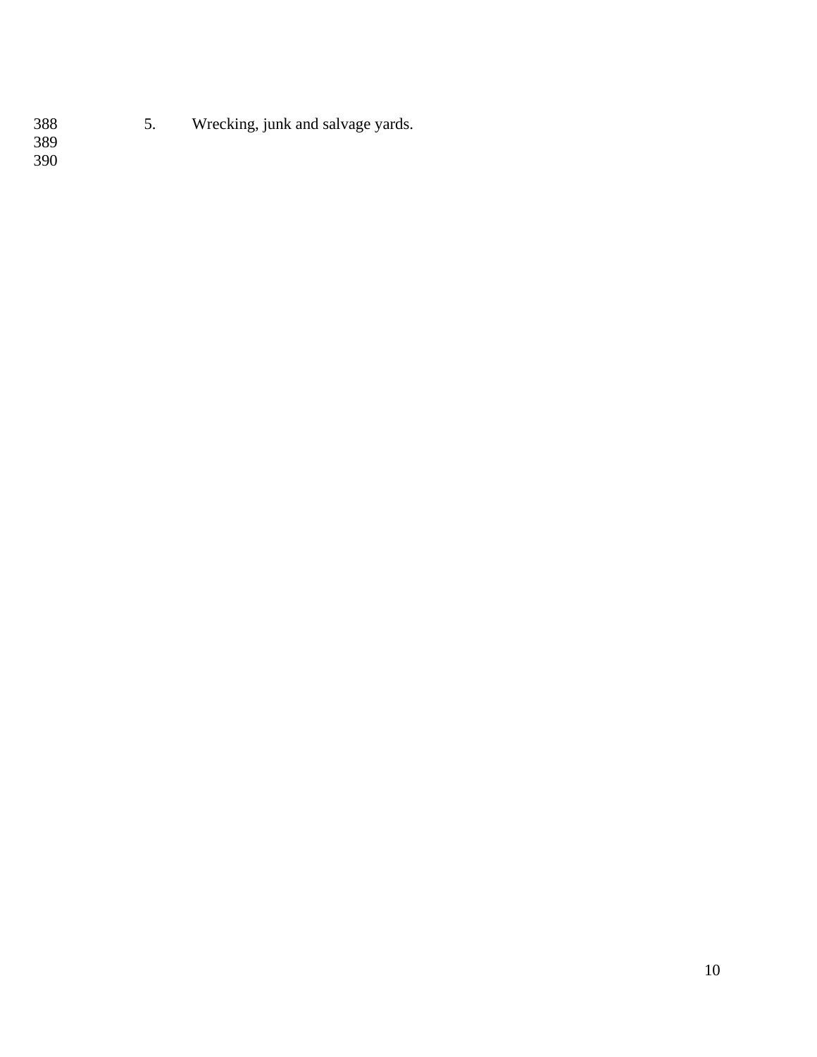5. Wrecking, junk and salvage yards.